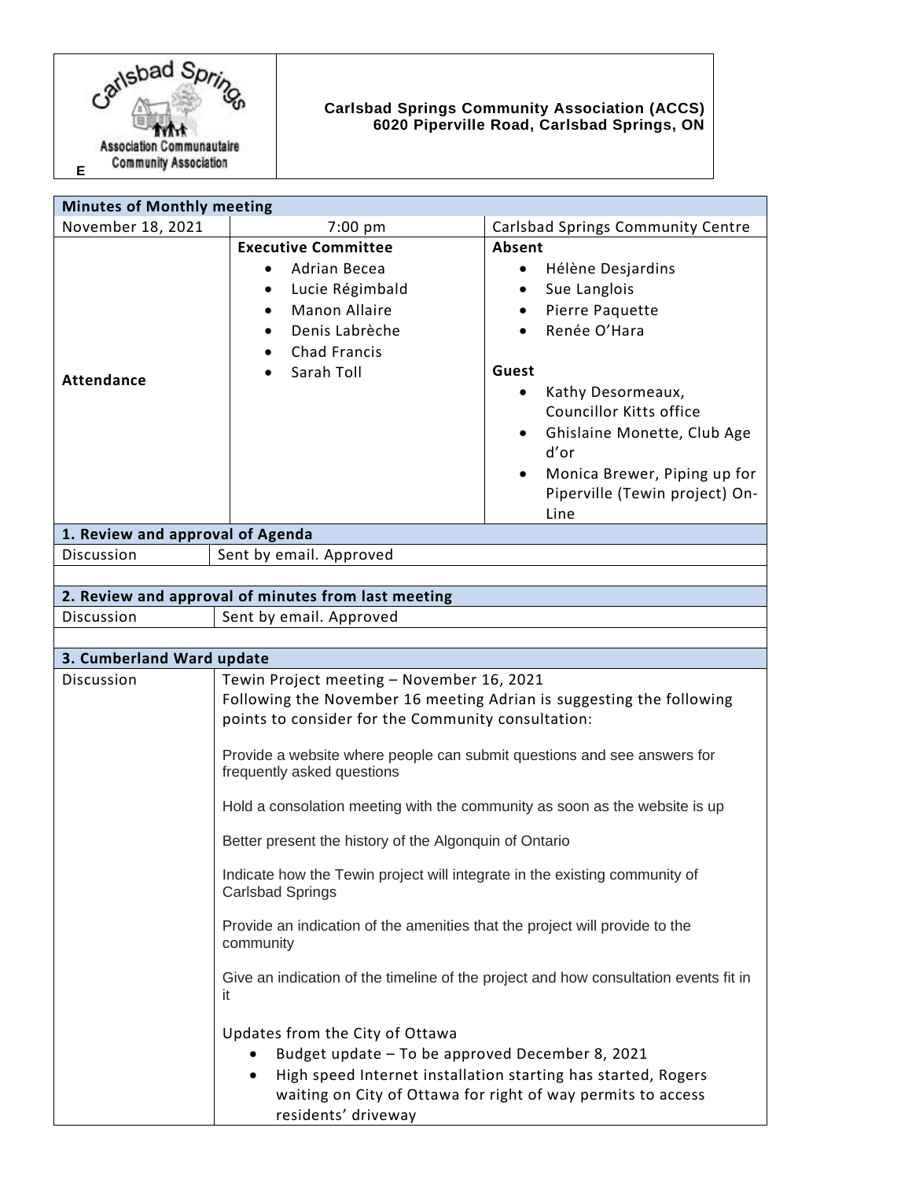**Carlsbad Springs Community Association (ACCS)**
**6020 Piperville Road, Carlsbad Springs, ON**

## Minutes of Monthly meeting

| November 18, 2021 | 7:00 pm | Carlsbad Springs Community Centre |
|---|---|---|
| **Attendance** | **Executive Committee**<br>• Adrian Becea<br>• Lucie Régimbald<br>• Manon Allaire<br>• Denis Labrèche<br>• Chad Francis<br>• Sarah Toll | **Absent**<br>• Hélène Desjardins<br>• Sue Langlois<br>• Pierre Paquette<br>• Renée O'Hara<br><br>**Guest**<br>• Kathy Desormeaux, Councillor Kitts office<br>• Ghislaine Monette, Club Age d'or<br>• Monica Brewer, Piping up for Piperville (Tewin project) On-Line |

### 1. Review and approval of Agenda

| Discussion | Sent by email. Approved |
|---|---|

### 2. Review and approval of minutes from last meeting

| Discussion | Sent by email. Approved |
|---|---|

### 3. Cumberland Ward update

**Discussion**

Tewin Project meeting – November 16, 2021
Following the November 16 meeting Adrian is suggesting the following points to consider for the Community consultation:

Provide a website where people can submit questions and see answers for frequently asked questions

Hold a consolation meeting with the community as soon as the website is up

Better present the history of the Algonquin of Ontario

Indicate how the Tewin project will integrate in the existing community of Carlsbad Springs

Provide an indication of the amenities that the project will provide to the community

Give an indication of the timeline of the project and how consultation events fit in it

Updates from the City of Ottawa

- Budget update – To be approved December 8, 2021
- High speed Internet installation starting has started, Rogers waiting on City of Ottawa for right of way permits to access residents' driveway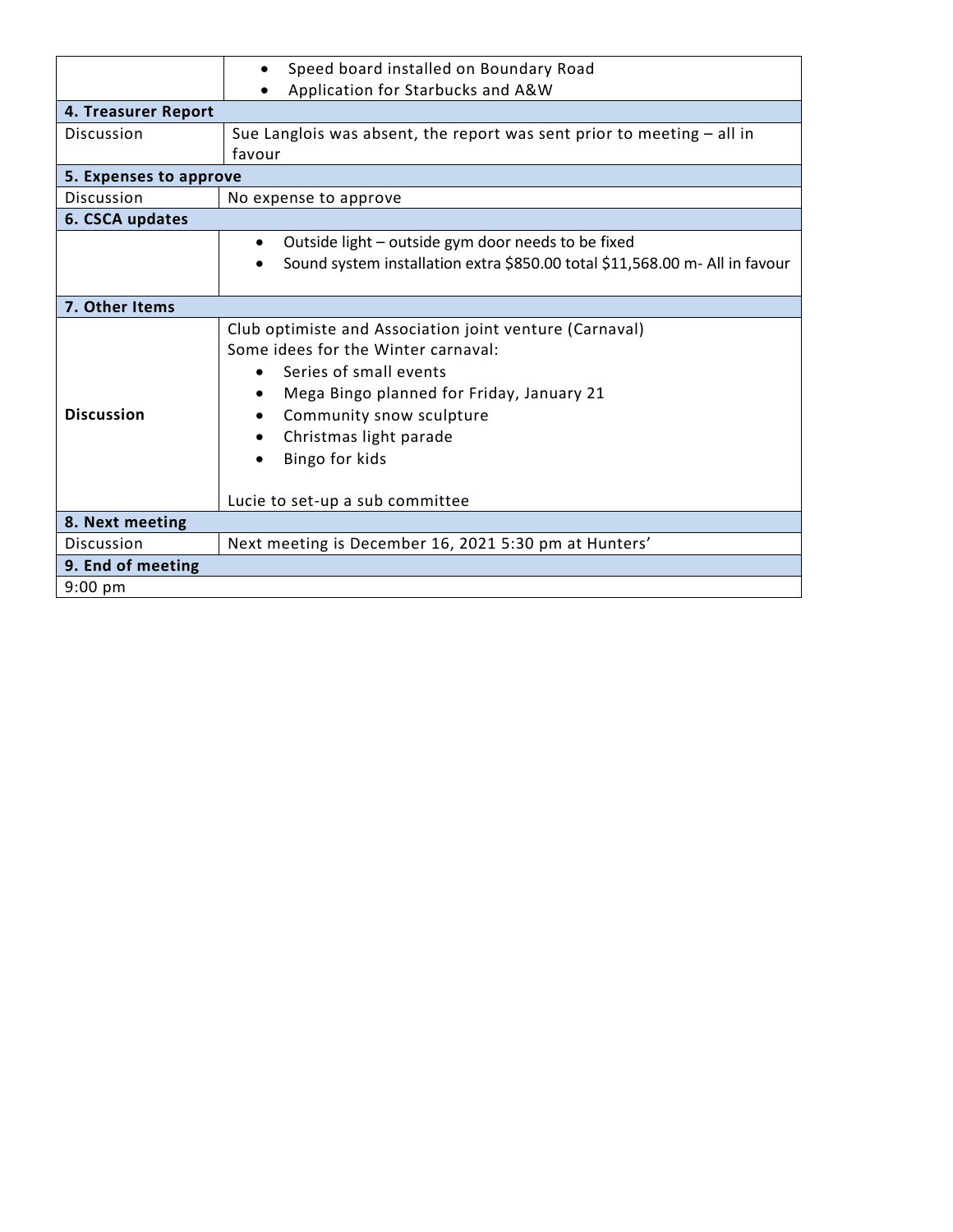| | |
|---|---|
| | • Speed board installed on Boundary Road<br>• Application for Starbucks and A&W |
| **4. Treasurer Report** | |
| Discussion | Sue Langlois was absent, the report was sent prior to meeting – all in favour |
| **5. Expenses to approve** | |
| Discussion | No expense to approve |
| **6. CSCA updates** | |
| | • Outside light – outside gym door needs to be fixed<br>• Sound system installation extra $850.00 total $11,568.00 m- All in favour |
| **7. Other Items** | |
| **Discussion** | Club optimiste and Association joint venture (Carnaval)<br>Some idees for the Winter carnaval:<br>• Series of small events<br>• Mega Bingo planned for Friday, January 21<br>• Community snow sculpture<br>• Christmas light parade<br>• Bingo for kids<br><br>Lucie to set-up a sub committee |
| **8. Next meeting** | |
| Discussion | Next meeting is December 16, 2021 5:30 pm at Hunters' |
| **9. End of meeting** | |
| 9:00 pm | |